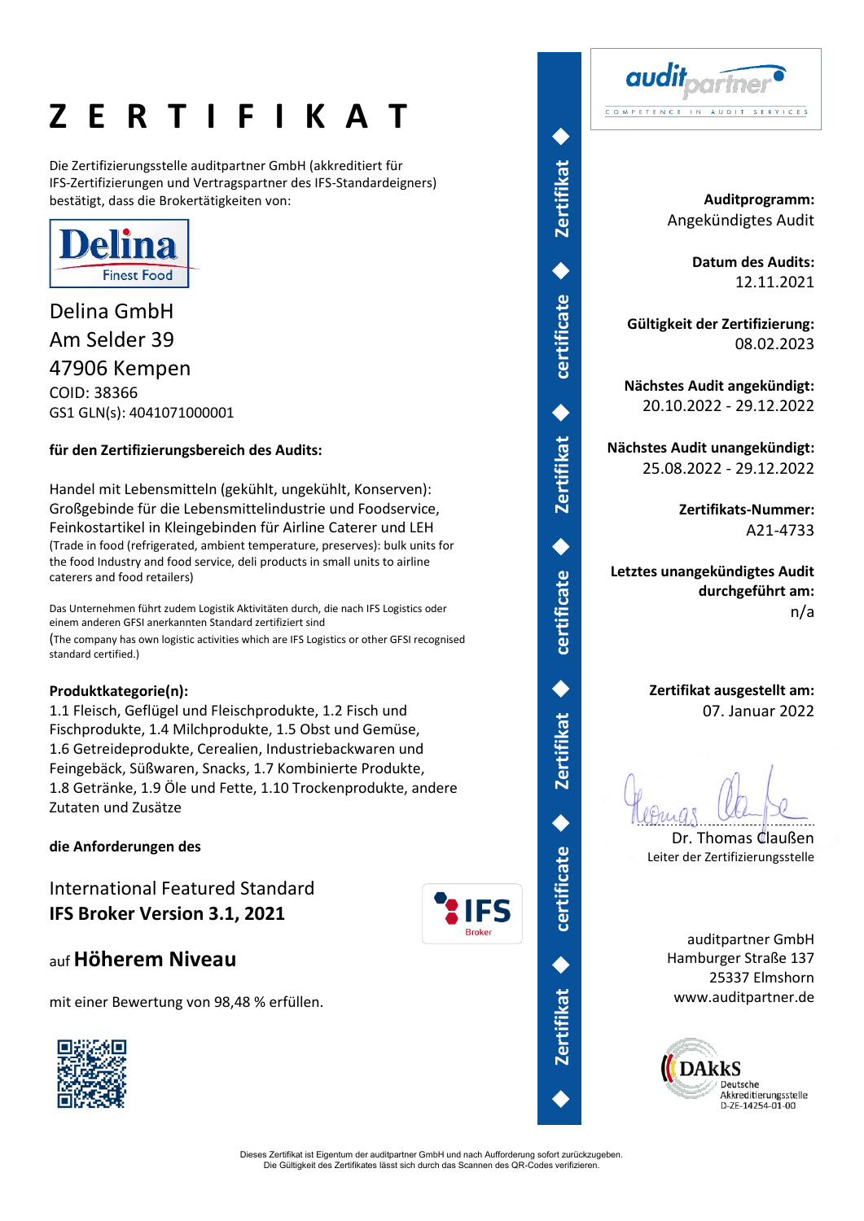# Z E R T I F I K A T

Die Zertifizierungsstelle auditpartner GmbH (akkreditiert für IFS-Zertifizierungen und Vertragspartner des IFS-Standardeigners) bestätigt, dass die Brokertätigkeiten von:

Delina Finest Food

Delina GmbH
Am Selder 39
47906 Kempen
COID: 38366
GS1 GLN(s): 4041071000001

**für den Zertifizierungsbereich des Audits:**

Handel mit Lebensmitteln (gekühlt, ungekühlt, Konserven): Großgebinde für die Lebensmittelindustrie und Foodservice, Feinkostartikel in Kleingebinden für Airline Caterer und LEH
(Trade in food (refrigerated, ambient temperature, preserves): bulk units for the food Industry and food service, deli products in small units to airline caterers and food retailers)

Das Unternehmen führt zudem Logistik Aktivitäten durch, die nach IFS Logistics oder einem anderen GFSI anerkannten Standard zertifiziert sind
(The company has own logistic activities which are IFS Logistics or other GFSI recognised standard certified.)

**Produktkategorie(n):**
1.1 Fleisch, Geflügel und Fleischprodukte, 1.2 Fisch und Fischprodukte, 1.4 Milchprodukte, 1.5 Obst und Gemüse, 1.6 Getreideprodukte, Cerealien, Industriebackwaren und Feingebäck, Süßwaren, Snacks, 1.7 Kombinierte Produkte, 1.8 Getränke, 1.9 Öle und Fette, 1.10 Trockenprodukte, andere Zutaten und Zusätze

**die Anforderungen des**

International Featured Standard
**IFS Broker Version 3.1, 2021**

auf **Höherem Niveau**

mit einer Bewertung von 98,48 % erfüllen.

auditpartner COMPETENCE IN AUDIT SERVICES

**Auditprogramm:**
Angekündigtes Audit

**Datum des Audits:**
12.11.2021

**Gültigkeit der Zertifizierung:**
08.02.2023

**Nächstes Audit angekündigt:**
20.10.2022 - 29.12.2022

**Nächstes Audit unangekündigt:**
25.08.2022 - 29.12.2022

**Zertifikats-Nummer:**
A21-4733

**Letztes unangekündigtes Audit durchgeführt am:**
n/a

**Zertifikat ausgestellt am:**
07. Januar 2022

Dr. Thomas Claußen
Leiter der Zertifizierungsstelle

auditpartner GmbH
Hamburger Straße 137
25337 Elmshorn
www.auditpartner.de

DAkkS Deutsche Akkreditierungsstelle D-ZE-14254-01-00

Dieses Zertifikat ist Eigentum der auditpartner GmbH und nach Aufforderung sofort zurückzugeben.
Die Gültigkeit des Zertifikates lässt sich durch das Scannen des QR-Codes verifizieren.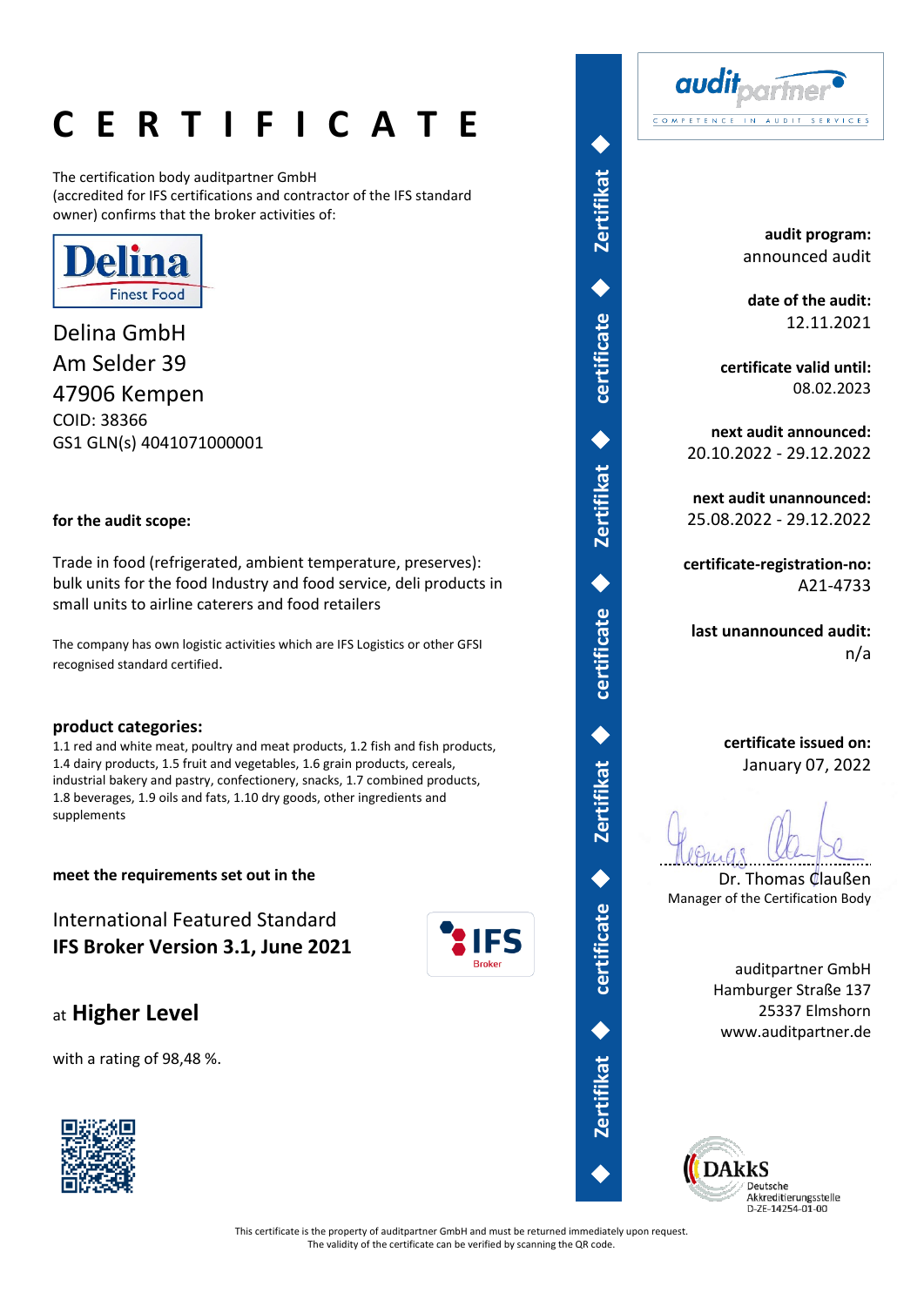# C E R T I F I C A T E

The certification body auditpartner GmbH (accredited for IFS certifications and contractor of the IFS standard owner) confirms that the broker activities of:

Delina Finest Food

Delina GmbH
Am Selder 39
47906 Kempen
COID: 38366
GS1 GLN(s) 4041071000001

**for the audit scope:**

Trade in food (refrigerated, ambient temperature, preserves): bulk units for the food Industry and food service, deli products in small units to airline caterers and food retailers

The company has own logistic activities which are IFS Logistics or other GFSI recognised standard certified.

**product categories:**

1.1 red and white meat, poultry and meat products, 1.2 fish and fish products, 1.4 dairy products, 1.5 fruit and vegetables, 1.6 grain products, cereals, industrial bakery and pastry, confectionery, snacks, 1.7 combined products, 1.8 beverages, 1.9 oils and fats, 1.10 dry goods, other ingredients and supplements

**meet the requirements set out in the**

International Featured Standard
**IFS Broker Version 3.1, June 2021**

at **Higher Level**

with a rating of 98,48 %.

auditpartner COMPETENCE IN AUDIT SERVICES

**audit program:**
announced audit

**date of the audit:**
12.11.2021

**certificate valid until:**
08.02.2023

**next audit announced:**
20.10.2022 - 29.12.2022

**next audit unannounced:**
25.08.2022 - 29.12.2022

**certificate-registration-no:**
A21-4733

**last unannounced audit:**
n/a

**certificate issued on:**
January 07, 2022

Dr. Thomas Claußen
Manager of the Certification Body

auditpartner GmbH
Hamburger Straße 137
25337 Elmshorn
www.auditpartner.de

DAkkS Deutsche Akkreditierungsstelle D-ZE-14254-01-00

This certificate is the property of auditpartner GmbH and must be returned immediately upon request.
The validity of the certificate can be verified by scanning the QR code.